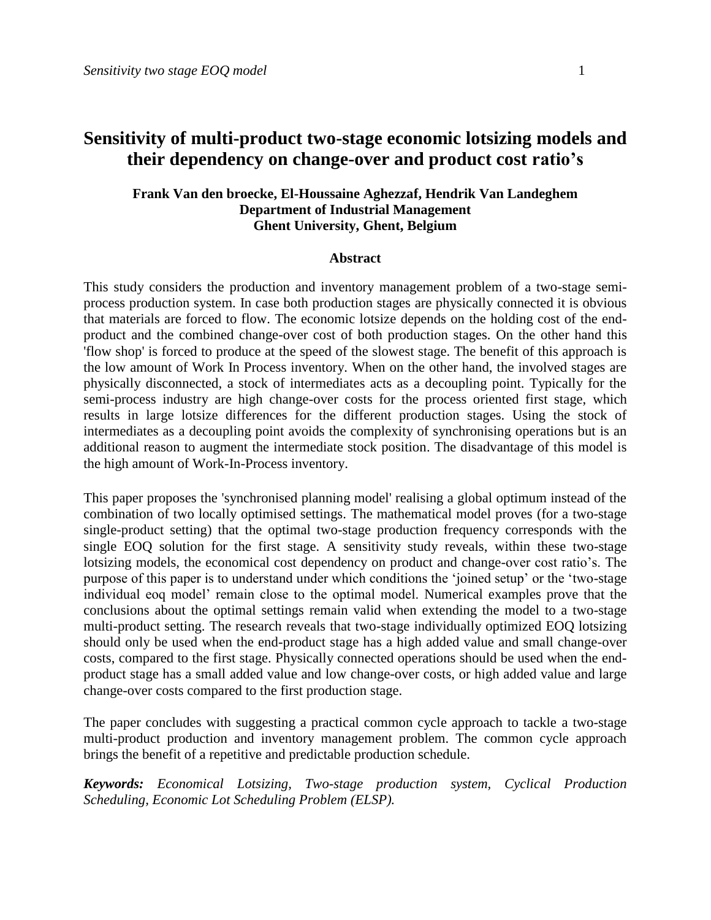# Sensitivity of multi-product two-stage economic lotsizing models and their dependency on change-over and product cost ratio's

**Frank Van den broecke, El-Houssaine Aghezzaf, Hendrik Van Landeghem**
**Department of Industrial Management**
**Ghent University, Ghent, Belgium**

## Abstract

This study considers the production and inventory management problem of a two-stage semi-process production system. In case both production stages are physically connected it is obvious that materials are forced to flow. The economic lotsize depends on the holding cost of the end-product and the combined change-over cost of both production stages. On the other hand this 'flow shop' is forced to produce at the speed of the slowest stage. The benefit of this approach is the low amount of Work In Process inventory. When on the other hand, the involved stages are physically disconnected, a stock of intermediates acts as a decoupling point. Typically for the semi-process industry are high change-over costs for the process oriented first stage, which results in large lotsize differences for the different production stages. Using the stock of intermediates as a decoupling point avoids the complexity of synchronising operations but is an additional reason to augment the intermediate stock position. The disadvantage of this model is the high amount of Work-In-Process inventory.

This paper proposes the 'synchronised planning model' realising a global optimum instead of the combination of two locally optimised settings. The mathematical model proves (for a two-stage single-product setting) that the optimal two-stage production frequency corresponds with the single EOQ solution for the first stage. A sensitivity study reveals, within these two-stage lotsizing models, the economical cost dependency on product and change-over cost ratio's. The purpose of this paper is to understand under which conditions the 'joined setup' or the 'two-stage individual eoq model' remain close to the optimal model. Numerical examples prove that the conclusions about the optimal settings remain valid when extending the model to a two-stage multi-product setting. The research reveals that two-stage individually optimized EOQ lotsizing should only be used when the end-product stage has a high added value and small change-over costs, compared to the first stage. Physically connected operations should be used when the end-product stage has a small added value and low change-over costs, or high added value and large change-over costs compared to the first production stage.

The paper concludes with suggesting a practical common cycle approach to tackle a two-stage multi-product production and inventory management problem. The common cycle approach brings the benefit of a repetitive and predictable production schedule.

***Keywords:*** *Economical Lotsizing, Two-stage production system, Cyclical Production Scheduling, Economic Lot Scheduling Problem (ELSP).*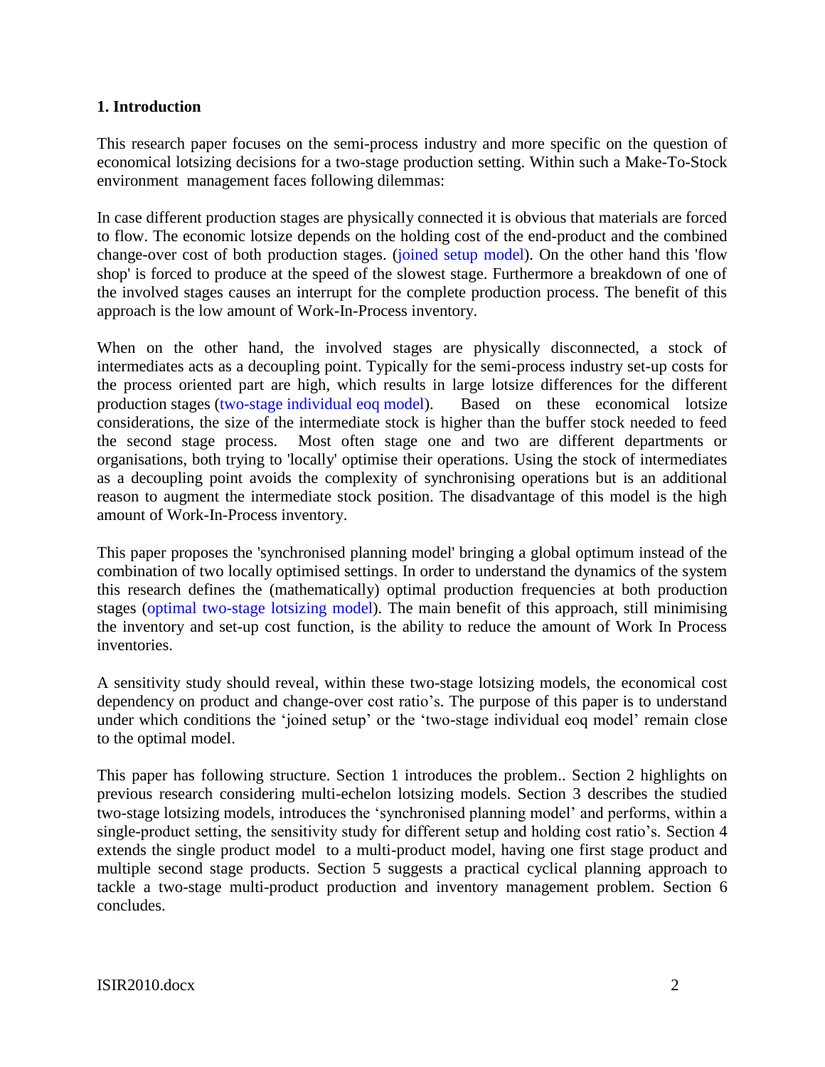## 1. Introduction

This research paper focuses on the semi-process industry and more specific on the question of economical lotsizing decisions for a two-stage production setting. Within such a Make-To-Stock environment management faces following dilemmas:

In case different production stages are physically connected it is obvious that materials are forced to flow. The economic lotsize depends on the holding cost of the end-product and the combined change-over cost of both production stages. (joined setup model). On the other hand this 'flow shop' is forced to produce at the speed of the slowest stage. Furthermore a breakdown of one of the involved stages causes an interrupt for the complete production process. The benefit of this approach is the low amount of Work-In-Process inventory.

When on the other hand, the involved stages are physically disconnected, a stock of intermediates acts as a decoupling point. Typically for the semi-process industry set-up costs for the process oriented part are high, which results in large lotsize differences for the different production stages (two-stage individual eoq model). Based on these economical lotsize considerations, the size of the intermediate stock is higher than the buffer stock needed to feed the second stage process. Most often stage one and two are different departments or organisations, both trying to 'locally' optimise their operations. Using the stock of intermediates as a decoupling point avoids the complexity of synchronising operations but is an additional reason to augment the intermediate stock position. The disadvantage of this model is the high amount of Work-In-Process inventory.

This paper proposes the 'synchronised planning model' bringing a global optimum instead of the combination of two locally optimised settings. In order to understand the dynamics of the system this research defines the (mathematically) optimal production frequencies at both production stages (optimal two-stage lotsizing model). The main benefit of this approach, still minimising the inventory and set-up cost function, is the ability to reduce the amount of Work In Process inventories.

A sensitivity study should reveal, within these two-stage lotsizing models, the economical cost dependency on product and change-over cost ratio's. The purpose of this paper is to understand under which conditions the 'joined setup' or the 'two-stage individual eoq model' remain close to the optimal model.

This paper has following structure. Section 1 introduces the problem.. Section 2 highlights on previous research considering multi-echelon lotsizing models. Section 3 describes the studied two-stage lotsizing models, introduces the 'synchronised planning model' and performs, within a single-product setting, the sensitivity study for different setup and holding cost ratio's. Section 4 extends the single product model to a multi-product model, having one first stage product and multiple second stage products. Section 5 suggests a practical cyclical planning approach to tackle a two-stage multi-product production and inventory management problem. Section 6 concludes.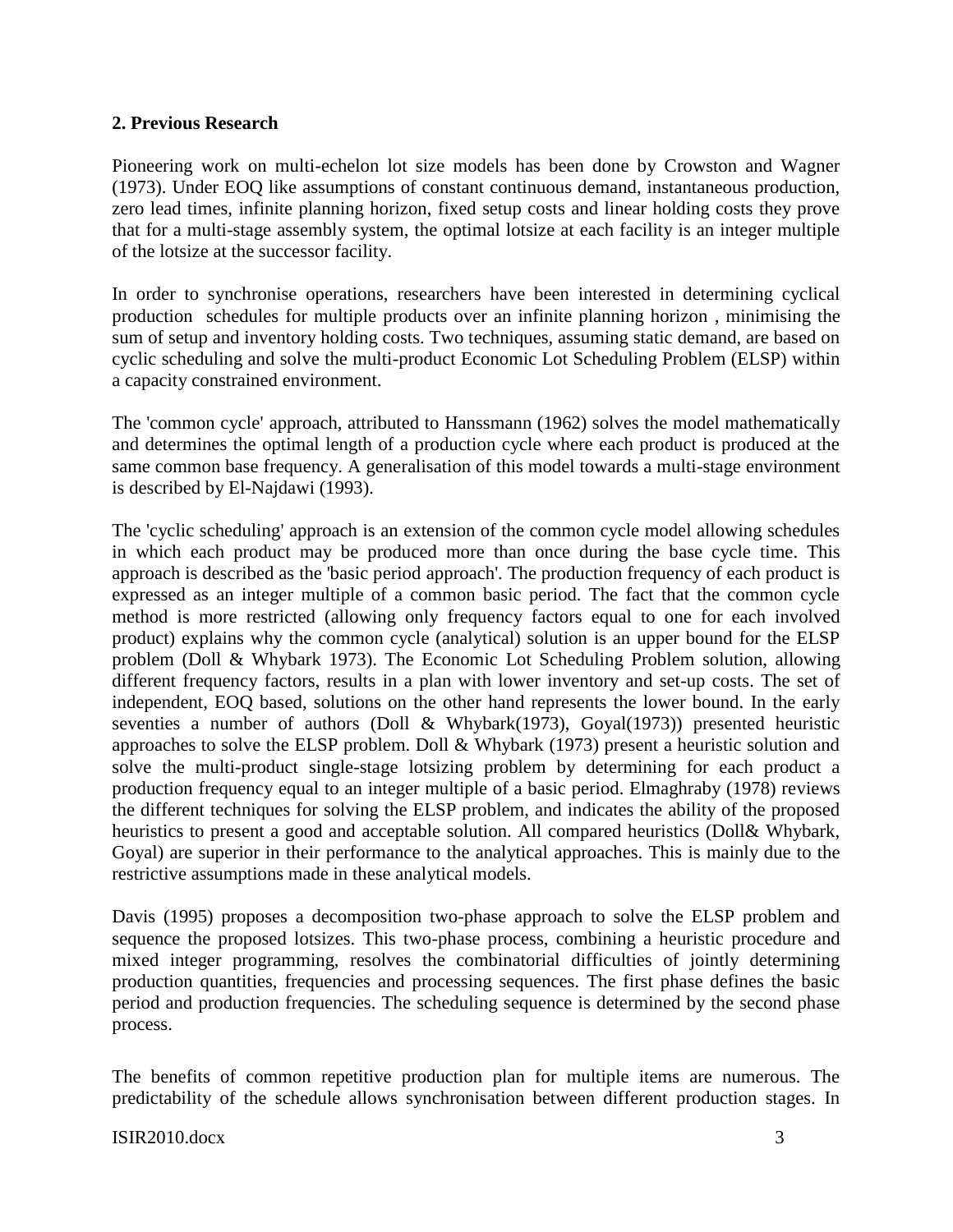## 2. Previous Research

Pioneering work on multi-echelon lot size models has been done by Crowston and Wagner (1973). Under EOQ like assumptions of constant continuous demand, instantaneous production, zero lead times, infinite planning horizon, fixed setup costs and linear holding costs they prove that for a multi-stage assembly system, the optimal lotsize at each facility is an integer multiple of the lotsize at the successor facility.

In order to synchronise operations, researchers have been interested in determining cyclical production schedules for multiple products over an infinite planning horizon , minimising the sum of setup and inventory holding costs. Two techniques, assuming static demand, are based on cyclic scheduling and solve the multi-product Economic Lot Scheduling Problem (ELSP) within a capacity constrained environment.

The 'common cycle' approach, attributed to Hanssmann (1962) solves the model mathematically and determines the optimal length of a production cycle where each product is produced at the same common base frequency. A generalisation of this model towards a multi-stage environment is described by El-Najdawi (1993).

The 'cyclic scheduling' approach is an extension of the common cycle model allowing schedules in which each product may be produced more than once during the base cycle time. This approach is described as the 'basic period approach'. The production frequency of each product is expressed as an integer multiple of a common basic period. The fact that the common cycle method is more restricted (allowing only frequency factors equal to one for each involved product) explains why the common cycle (analytical) solution is an upper bound for the ELSP problem (Doll & Whybark 1973). The Economic Lot Scheduling Problem solution, allowing different frequency factors, results in a plan with lower inventory and set-up costs. The set of independent, EOQ based, solutions on the other hand represents the lower bound. In the early seventies a number of authors (Doll & Whybark(1973), Goyal(1973)) presented heuristic approaches to solve the ELSP problem. Doll & Whybark (1973) present a heuristic solution and solve the multi-product single-stage lotsizing problem by determining for each product a production frequency equal to an integer multiple of a basic period. Elmaghraby (1978) reviews the different techniques for solving the ELSP problem, and indicates the ability of the proposed heuristics to present a good and acceptable solution. All compared heuristics (Doll& Whybark, Goyal) are superior in their performance to the analytical approaches. This is mainly due to the restrictive assumptions made in these analytical models.

Davis (1995) proposes a decomposition two-phase approach to solve the ELSP problem and sequence the proposed lotsizes. This two-phase process, combining a heuristic procedure and mixed integer programming, resolves the combinatorial difficulties of jointly determining production quantities, frequencies and processing sequences. The first phase defines the basic period and production frequencies. The scheduling sequence is determined by the second phase process.

The benefits of common repetitive production plan for multiple items are numerous. The predictability of the schedule allows synchronisation between different production stages. In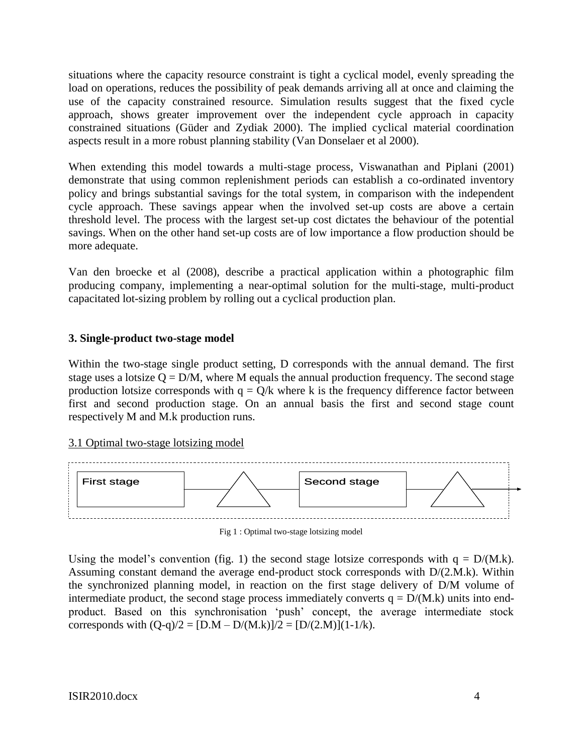situations where the capacity resource constraint is tight a cyclical model, evenly spreading the load on operations, reduces the possibility of peak demands arriving all at once and claiming the use of the capacity constrained resource. Simulation results suggest that the fixed cycle approach, shows greater improvement over the independent cycle approach in capacity constrained situations (Güder and Zydiak 2000). The implied cyclical material coordination aspects result in a more robust planning stability (Van Donselaer et al 2000).

When extending this model towards a multi-stage process, Viswanathan and Piplani (2001) demonstrate that using common replenishment periods can establish a co-ordinated inventory policy and brings substantial savings for the total system, in comparison with the independent cycle approach. These savings appear when the involved set-up costs are above a certain threshold level. The process with the largest set-up cost dictates the behaviour of the potential savings. When on the other hand set-up costs are of low importance a flow production should be more adequate.

Van den broecke et al (2008), describe a practical application within a photographic film producing company, implementing a near-optimal solution for the multi-stage, multi-product capacitated lot-sizing problem by rolling out a cyclical production plan.

### 3. Single-product two-stage model

Within the two-stage single product setting, D corresponds with the annual demand. The first stage uses a lotsize $Q = D/M$, where M equals the annual production frequency. The second stage production lotsize corresponds with $q = Q/k$ where k is the frequency difference factor between first and second production stage. On an annual basis the first and second stage count respectively M and M.k production runs.

#### 3.1 Optimal two-stage lotsizing model

First stage → Second stage

Fig 1 : Optimal two-stage lotsizing model

Using the model's convention (fig. 1) the second stage lotsize corresponds with $q = D/(M.k)$. Assuming constant demand the average end-product stock corresponds with $D/(2.M.k)$. Within the synchronized planning model, in reaction on the first stage delivery of D/M volume of intermediate product, the second stage process immediately converts $q = D/(M.k)$ units into end-product. Based on this synchronisation 'push' concept, the average intermediate stock corresponds with $(Q-q)/2 = [D.M – D/(M.k)]/2 = [D/(2.M)](1-1/k)$.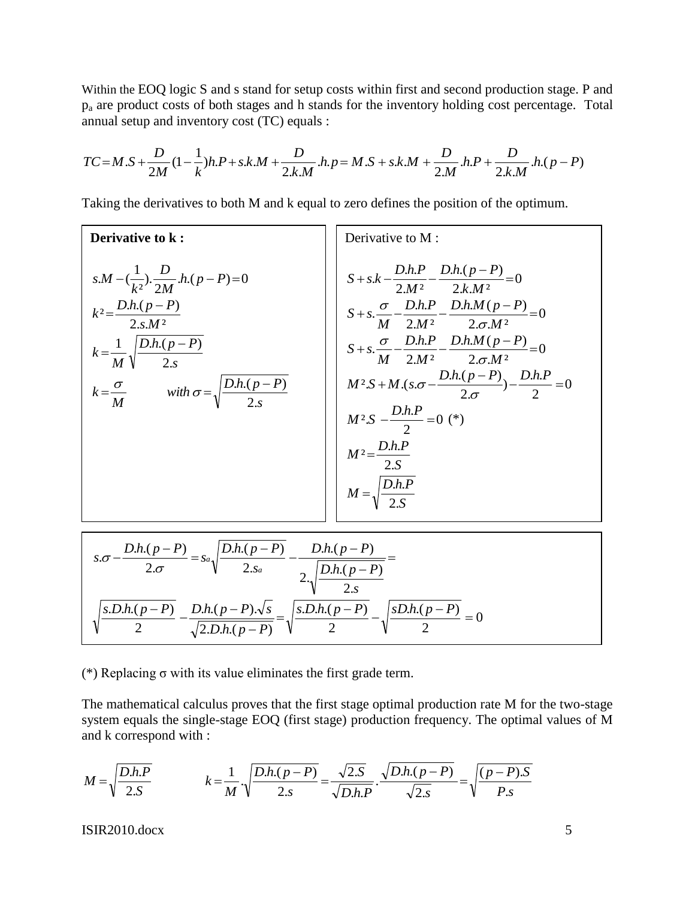Within the EOQ logic S and s stand for setup costs within first and second production stage. P and $p_a$ are product costs of both stages and h stands for the inventory holding cost percentage. Total annual setup and inventory cost (TC) equals :

$$TC = M.S + \frac{D}{2M}(1-\frac{1}{k})h.P + s.k.M + \frac{D}{2.k.M}.h.p = M.S + s.k.M + \frac{D}{2.M}.h.P + \frac{D}{2.k.M}.h.(p-P)$$

Taking the derivatives to both M and k equal to zero defines the position of the optimum.

**Derivative to k :**

$$s.M - (\frac{1}{k^2}).\frac{D}{2M}.h.(p-P) = 0$$

$$k^2 = \frac{D.h.(p-P)}{2.s.M^2}$$

$$k = \frac{1}{M}\sqrt{\frac{D.h.(p-P)}{2.s}}$$

$$k = \frac{\sigma}{M} \qquad with\ \sigma = \sqrt{\frac{D.h.(p-P)}{2.s}}$$

Derivative to M :

$$S + s.k - \frac{D.h.P}{2.M^2} - \frac{D.h.(p-P)}{2.k.M^2} = 0$$

$$S + s.\frac{\sigma}{M} - \frac{D.h.P}{2.M^2} - \frac{D.h.M(p-P)}{2.\sigma.M^2} = 0$$

$$S + s.\frac{\sigma}{M} - \frac{D.h.P}{2.M^2} - \frac{D.h.M(p-P)}{2.\sigma.M^2} = 0$$

$$M^2.S + M.(s.\sigma - \frac{D.h.(p-P)}{2.\sigma}) - \frac{D.h.P}{2} = 0$$

$$M^2.S - \frac{D.h.P}{2} = 0 \ (*)$$

$$M^2 = \frac{D.h.P}{2.S}$$

$$M = \sqrt{\frac{D.h.P}{2.S}}$$

$$s.\sigma - \frac{D.h.(p-P)}{2.\sigma} = s_a\sqrt{\frac{D.h.(p-P)}{2.s_a}} - \frac{D.h.(p-P)}{2.\sqrt{\frac{D.h.(p-P)}{2.s}}} =$$

$$\sqrt{\frac{s.D.h.(p-P)}{2}} - \frac{D.h.(p-P).\sqrt{s}}{\sqrt{2.D.h.(p-P)}} = \sqrt{\frac{s.D.h.(p-P)}{2}} - \sqrt{\frac{sD.h.(p-P)}{2}} = 0$$

(*) Replacing σ with its value eliminates the first grade term.

The mathematical calculus proves that the first stage optimal production rate M for the two-stage system equals the single-stage EOQ (first stage) production frequency. The optimal values of M and k correspond with :

$$M = \sqrt{\frac{D.h.P}{2.S}} \qquad k = \frac{1}{M}.\sqrt{\frac{D.h.(p-P)}{2.s}} = \frac{\sqrt{2.S}}{\sqrt{D.h.P}}.\frac{\sqrt{D.h.(p-P)}}{\sqrt{2.s}} = \sqrt{\frac{(p-P).S}{P.s}}$$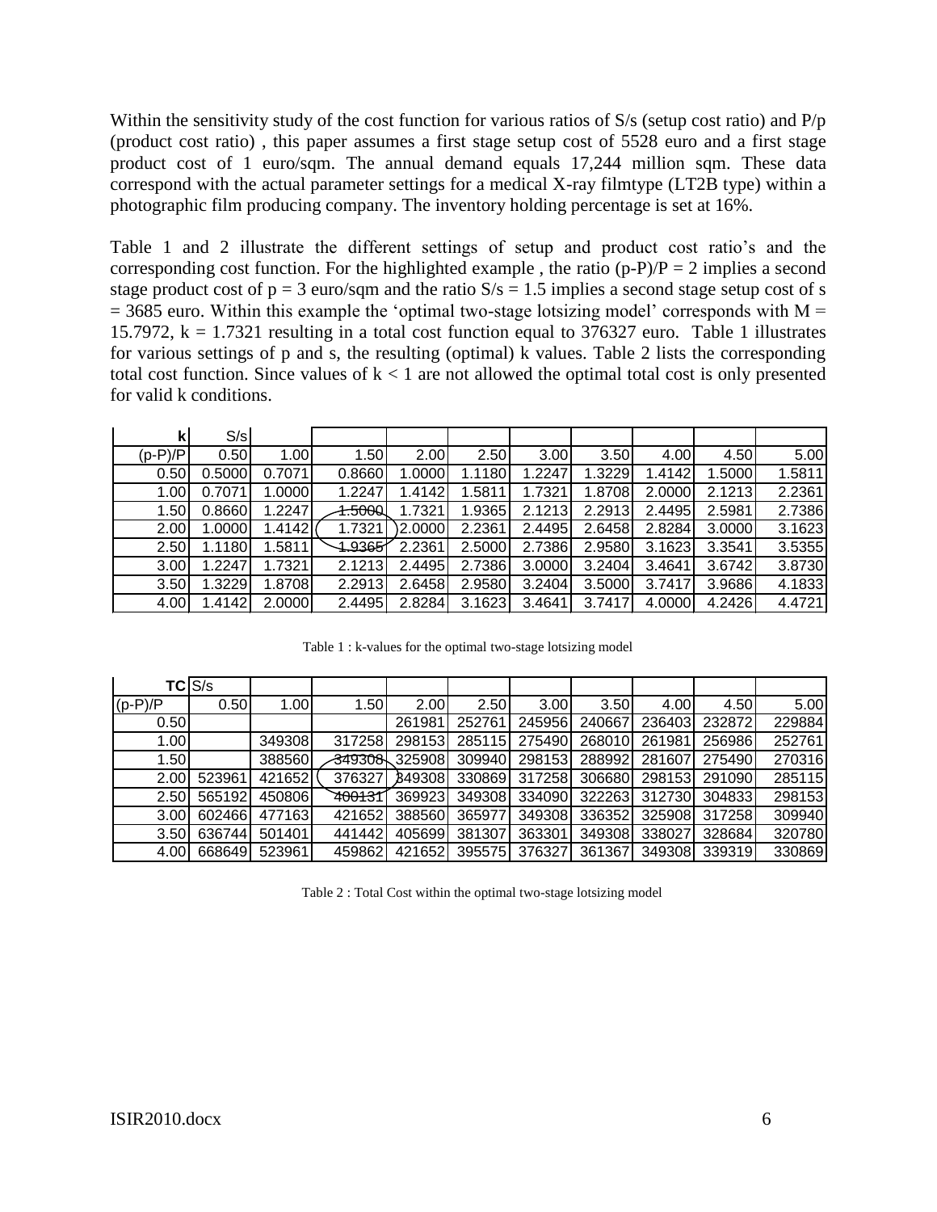Within the sensitivity study of the cost function for various ratios of S/s (setup cost ratio) and P/p (product cost ratio) , this paper assumes a first stage setup cost of 5528 euro and a first stage product cost of 1 euro/sqm. The annual demand equals 17,244 million sqm. These data correspond with the actual parameter settings for a medical X-ray filmtype (LT2B type) within a photographic film producing company. The inventory holding percentage is set at 16%.

Table 1 and 2 illustrate the different settings of setup and product cost ratio's and the corresponding cost function. For the highlighted example , the ratio (p-P)/P = 2 implies a second stage product cost of p = 3 euro/sqm and the ratio S/s = 1.5 implies a second stage setup cost of s = 3685 euro. Within this example the 'optimal two-stage lotsizing model' corresponds with M = 15.7972, k = 1.7321 resulting in a total cost function equal to 376327 euro. Table 1 illustrates for various settings of p and s, the resulting (optimal) k values. Table 2 lists the corresponding total cost function. Since values of k < 1 are not allowed the optimal total cost is only presented for valid k conditions.

| **k** | S/s | | | | | | | | | |
|---|---|---|---|---|---|---|---|---|---|---|
| (p-P)/P | 0.50 | 1.00 | 1.50 | 2.00 | 2.50 | 3.00 | 3.50 | 4.00 | 4.50 | 5.00 |
| 0.50 | 0.5000 | 0.7071 | 0.8660 | 1.0000 | 1.1180 | 1.2247 | 1.3229 | 1.4142 | 1.5000 | 1.5811 |
| 1.00 | 0.7071 | 1.0000 | 1.2247 | 1.4142 | 1.5811 | 1.7321 | 1.8708 | 2.0000 | 2.1213 | 2.2361 |
| 1.50 | 0.8660 | 1.2247 | 1.5000 | 1.7321 | 1.9365 | 2.1213 | 2.2913 | 2.4495 | 2.5981 | 2.7386 |
| 2.00 | 1.0000 | 1.4142 | 1.7321 | 2.0000 | 2.2361 | 2.4495 | 2.6458 | 2.8284 | 3.0000 | 3.1623 |
| 2.50 | 1.1180 | 1.5811 | 1.9365 | 2.2361 | 2.5000 | 2.7386 | 2.9580 | 3.1623 | 3.3541 | 3.5355 |
| 3.00 | 1.2247 | 1.7321 | 2.1213 | 2.4495 | 2.7386 | 3.0000 | 3.2404 | 3.4641 | 3.6742 | 3.8730 |
| 3.50 | 1.3229 | 1.8708 | 2.2913 | 2.6458 | 2.9580 | 3.2404 | 3.5000 | 3.7417 | 3.9686 | 4.1833 |
| 4.00 | 1.4142 | 2.0000 | 2.4495 | 2.8284 | 3.1623 | 3.4641 | 3.7417 | 4.0000 | 4.2426 | 4.4721 |

Table 1 : k-values for the optimal two-stage lotsizing model

| **TC** | S/s | | | | | | | | | |
|---|---|---|---|---|---|---|---|---|---|---|
| (p-P)/P | 0.50 | 1.00 | 1.50 | 2.00 | 2.50 | 3.00 | 3.50 | 4.00 | 4.50 | 5.00 |
| 0.50 | | | | 261981 | 252761 | 245956 | 240667 | 236403 | 232872 | 229884 |
| 1.00 | | 349308 | 317258 | 298153 | 285115 | 275490 | 268010 | 261981 | 256986 | 252761 |
| 1.50 | | 388560 | 349308 | 325908 | 309940 | 298153 | 288992 | 281607 | 275490 | 270316 |
| 2.00 | 523961 | 421652 | 376327 | 349308 | 330869 | 317258 | 306680 | 298153 | 291090 | 285115 |
| 2.50 | 565192 | 450806 | 400131 | 369923 | 349308 | 334090 | 322263 | 312730 | 304833 | 298153 |
| 3.00 | 602466 | 477163 | 421652 | 388560 | 365977 | 349308 | 336352 | 325908 | 317258 | 309940 |
| 3.50 | 636744 | 501401 | 441442 | 405699 | 381307 | 363301 | 349308 | 338027 | 328684 | 320780 |
| 4.00 | 668649 | 523961 | 459862 | 421652 | 395575 | 376327 | 361367 | 349308 | 339319 | 330869 |

Table 2 : Total Cost within the optimal two-stage lotsizing model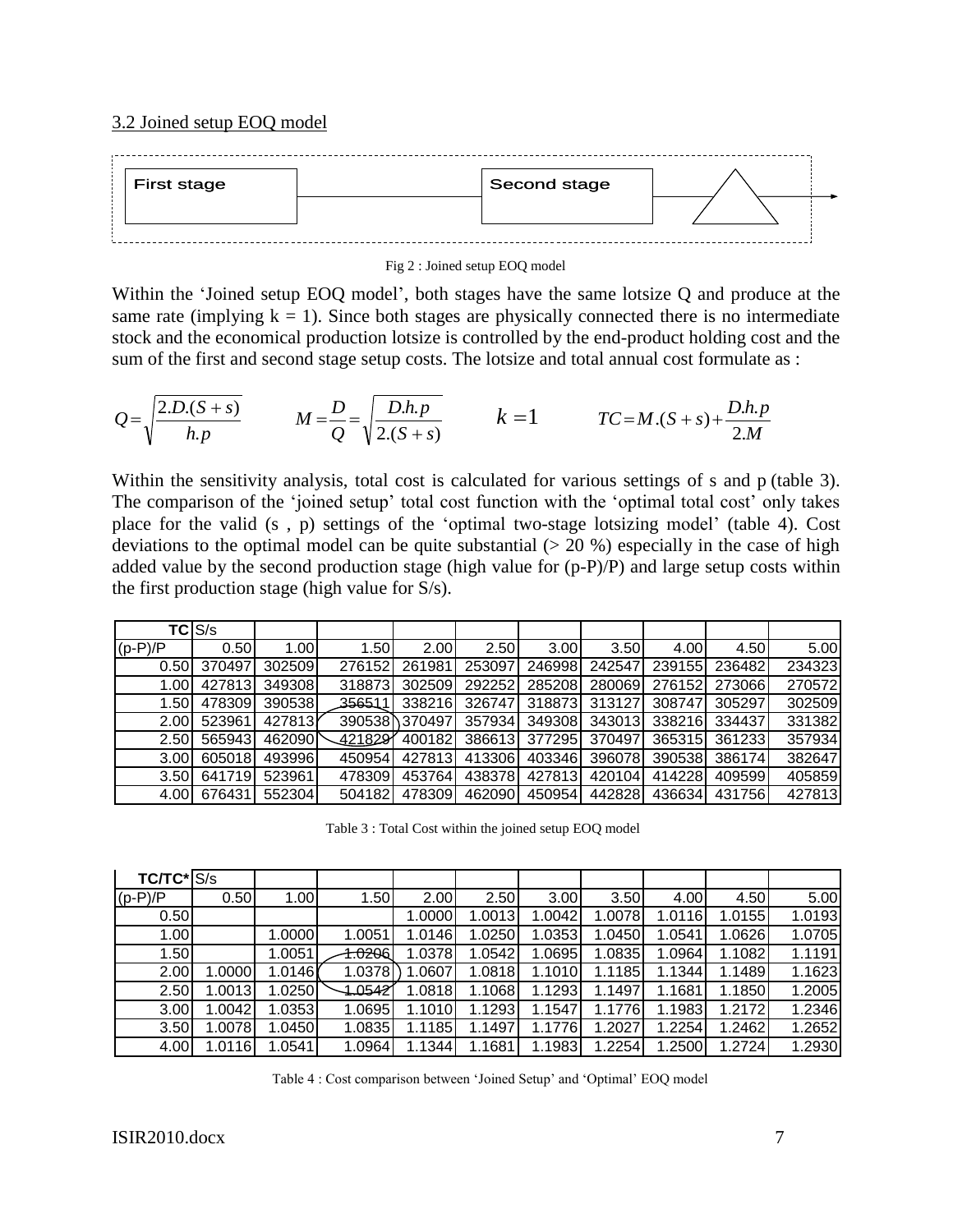3.2 Joined setup EOQ model

Fig 2 : Joined setup EOQ model

Within the 'Joined setup EOQ model', both stages have the same lotsize Q and produce at the same rate (implying $k = 1$). Since both stages are physically connected there is no intermediate stock and the economical production lotsize is controlled by the end-product holding cost and the sum of the first and second stage setup costs. The lotsize and total annual cost formulate as :

$$Q = \sqrt{\frac{2.D.(S+s)}{h.p}} \qquad M = \frac{D}{Q} = \sqrt{\frac{D.h.p}{2.(S+s)}} \qquad k = 1 \qquad TC = M.(S+s) + \frac{D.h.p}{2.M}$$

Within the sensitivity analysis, total cost is calculated for various settings of s and p (table 3). The comparison of the 'joined setup' total cost function with the 'optimal total cost' only takes place for the valid (s , p) settings of the 'optimal two-stage lotsizing model' (table 4). Cost deviations to the optimal model can be quite substantial (> 20 %) especially in the case of high added value by the second production stage (high value for (p-P)/P) and large setup costs within the first production stage (high value for S/s).

| TC | S/s | | | | | | | | | |
|---|---|---|---|---|---|---|---|---|---|---|
| (p-P)/P | 0.50 | 1.00 | 1.50 | 2.00 | 2.50 | 3.00 | 3.50 | 4.00 | 4.50 | 5.00 |
| 0.50 | 370497 | 302509 | 276152 | 261981 | 253097 | 246998 | 242547 | 239155 | 236482 | 234323 |
| 1.00 | 427813 | 349308 | 318873 | 302509 | 292252 | 285208 | 280069 | 276152 | 273066 | 270572 |
| 1.50 | 478309 | 390538 | 356511 | 338216 | 326747 | 318873 | 313127 | 308747 | 305297 | 302509 |
| 2.00 | 523961 | 427813 | 390538 | 370497 | 357934 | 349308 | 343013 | 338216 | 334437 | 331382 |
| 2.50 | 565943 | 462090 | 421829 | 400182 | 386613 | 377295 | 370497 | 365315 | 361233 | 357934 |
| 3.00 | 605018 | 493996 | 450954 | 427813 | 413306 | 403346 | 396078 | 390538 | 386174 | 382647 |
| 3.50 | 641719 | 523961 | 478309 | 453764 | 438378 | 427813 | 420104 | 414228 | 409599 | 405859 |
| 4.00 | 676431 | 552304 | 504182 | 478309 | 462090 | 450954 | 442828 | 436634 | 431756 | 427813 |

Table 3 : Total Cost within the joined setup EOQ model

| TC/TC* | S/s | | | | | | | | | |
|---|---|---|---|---|---|---|---|---|---|---|
| (p-P)/P | 0.50 | 1.00 | 1.50 | 2.00 | 2.50 | 3.00 | 3.50 | 4.00 | 4.50 | 5.00 |
| 0.50 | | | | 1.0000 | 1.0013 | 1.0042 | 1.0078 | 1.0116 | 1.0155 | 1.0193 |
| 1.00 | | 1.0000 | 1.0051 | 1.0146 | 1.0250 | 1.0353 | 1.0450 | 1.0541 | 1.0626 | 1.0705 |
| 1.50 | | 1.0051 | 1.0206 | 1.0378 | 1.0542 | 1.0695 | 1.0835 | 1.0964 | 1.1082 | 1.1191 |
| 2.00 | 1.0000 | 1.0146 | 1.0378 | 1.0607 | 1.0818 | 1.1010 | 1.1185 | 1.1344 | 1.1489 | 1.1623 |
| 2.50 | 1.0013 | 1.0250 | 1.0542 | 1.0818 | 1.1068 | 1.1293 | 1.1497 | 1.1681 | 1.1850 | 1.2005 |
| 3.00 | 1.0042 | 1.0353 | 1.0695 | 1.1010 | 1.1293 | 1.1547 | 1.1776 | 1.1983 | 1.2172 | 1.2346 |
| 3.50 | 1.0078 | 1.0450 | 1.0835 | 1.1185 | 1.1497 | 1.1776 | 1.2027 | 1.2254 | 1.2462 | 1.2652 |
| 4.00 | 1.0116 | 1.0541 | 1.0964 | 1.1344 | 1.1681 | 1.1983 | 1.2254 | 1.2500 | 1.2724 | 1.2930 |

Table 4 : Cost comparison between 'Joined Setup' and 'Optimal' EOQ model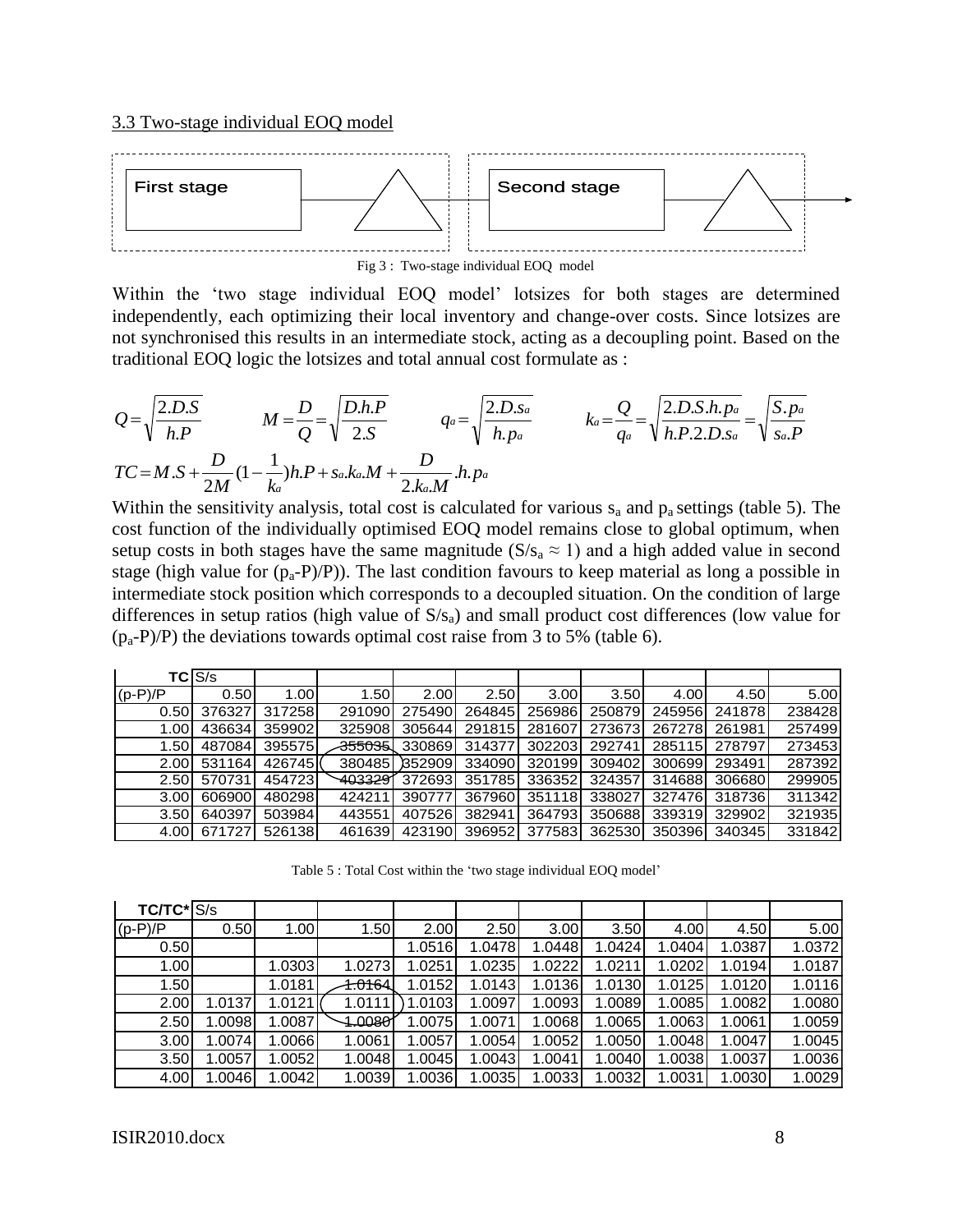### 3.3 Two-stage individual EOQ model

Fig 3 : Two-stage individual EOQ model

Within the 'two stage individual EOQ model' lotsizes for both stages are determined independently, each optimizing their local inventory and change-over costs. Since lotsizes are not synchronised this results in an intermediate stock, acting as a decoupling point. Based on the traditional EOQ logic the lotsizes and total annual cost formulate as :

$$Q = \sqrt{\frac{2.D.S}{h.P}} \qquad M = \frac{D}{Q} = \sqrt{\frac{D.h.P}{2.S}} \qquad q_a = \sqrt{\frac{2.D.s_a}{h.p_a}} \qquad k_a = \frac{Q}{q_a} = \sqrt{\frac{2.D.S.h.p_a}{h.P.2.D.s_a}} = \sqrt{\frac{S.p_a}{s_a.P}}$$

$$TC = M.S + \frac{D}{2M}(1 - \frac{1}{k_a})h.P + s_a.k_a.M + \frac{D}{2.k_a.M}.h.p_a$$

Within the sensitivity analysis, total cost is calculated for various $s_a$ and $p_a$ settings (table 5). The cost function of the individually optimised EOQ model remains close to global optimum, when setup costs in both stages have the same magnitude ($S/s_a \approx 1$) and a high added value in second stage (high value for $(p_a\text{-}P)/P$)). The last condition favours to keep material as long a possible in intermediate stock position which corresponds to a decoupled situation. On the condition of large differences in setup ratios (high value of $S/s_a$) and small product cost differences (low value for $(p_a\text{-}P)/P$) the deviations towards optimal cost raise from 3 to 5% (table 6).

| TC | S/s | | | | | | | | | |
|---|---|---|---|---|---|---|---|---|---|---|
| (p-P)/P | 0.50 | 1.00 | 1.50 | 2.00 | 2.50 | 3.00 | 3.50 | 4.00 | 4.50 | 5.00 |
| 0.50 | 376327 | 317258 | 291090 | 275490 | 264845 | 256986 | 250879 | 245956 | 241878 | 238428 |
| 1.00 | 436634 | 359902 | 325908 | 305644 | 291815 | 281607 | 273673 | 267278 | 261981 | 257499 |
| 1.50 | 487084 | 395575 | 355035 | 330869 | 314377 | 302203 | 292741 | 285115 | 278797 | 273453 |
| 2.00 | 531164 | 426745 | 380485 | 352909 | 334090 | 320199 | 309402 | 300699 | 293491 | 287392 |
| 2.50 | 570731 | 454723 | 403329 | 372693 | 351785 | 336352 | 324357 | 314688 | 306680 | 299905 |
| 3.00 | 606900 | 480298 | 424211 | 390777 | 367960 | 351118 | 338027 | 327476 | 318736 | 311342 |
| 3.50 | 640397 | 503984 | 443551 | 407526 | 382941 | 364793 | 350688 | 339319 | 329902 | 321935 |
| 4.00 | 671727 | 526138 | 461639 | 423190 | 396952 | 377583 | 362530 | 350396 | 340345 | 331842 |

Table 5 : Total Cost within the 'two stage individual EOQ model'

| TC/TC* | S/s | | | | | | | | | |
|---|---|---|---|---|---|---|---|---|---|---|
| (p-P)/P | 0.50 | 1.00 | 1.50 | 2.00 | 2.50 | 3.00 | 3.50 | 4.00 | 4.50 | 5.00 |
| 0.50 | | | | 1.0516 | 1.0478 | 1.0448 | 1.0424 | 1.0404 | 1.0387 | 1.0372 |
| 1.00 | | 1.0303 | 1.0273 | 1.0251 | 1.0235 | 1.0222 | 1.0211 | 1.0202 | 1.0194 | 1.0187 |
| 1.50 | | 1.0181 | 1.0164 | 1.0152 | 1.0143 | 1.0136 | 1.0130 | 1.0125 | 1.0120 | 1.0116 |
| 2.00 | 1.0137 | 1.0121 | 1.0111 | 1.0103 | 1.0097 | 1.0093 | 1.0089 | 1.0085 | 1.0082 | 1.0080 |
| 2.50 | 1.0098 | 1.0087 | 1.0080 | 1.0075 | 1.0071 | 1.0068 | 1.0065 | 1.0063 | 1.0061 | 1.0059 |
| 3.00 | 1.0074 | 1.0066 | 1.0061 | 1.0057 | 1.0054 | 1.0052 | 1.0050 | 1.0048 | 1.0047 | 1.0045 |
| 3.50 | 1.0057 | 1.0052 | 1.0048 | 1.0045 | 1.0043 | 1.0041 | 1.0040 | 1.0038 | 1.0037 | 1.0036 |
| 4.00 | 1.0046 | 1.0042 | 1.0039 | 1.0036 | 1.0035 | 1.0033 | 1.0032 | 1.0031 | 1.0030 | 1.0029 |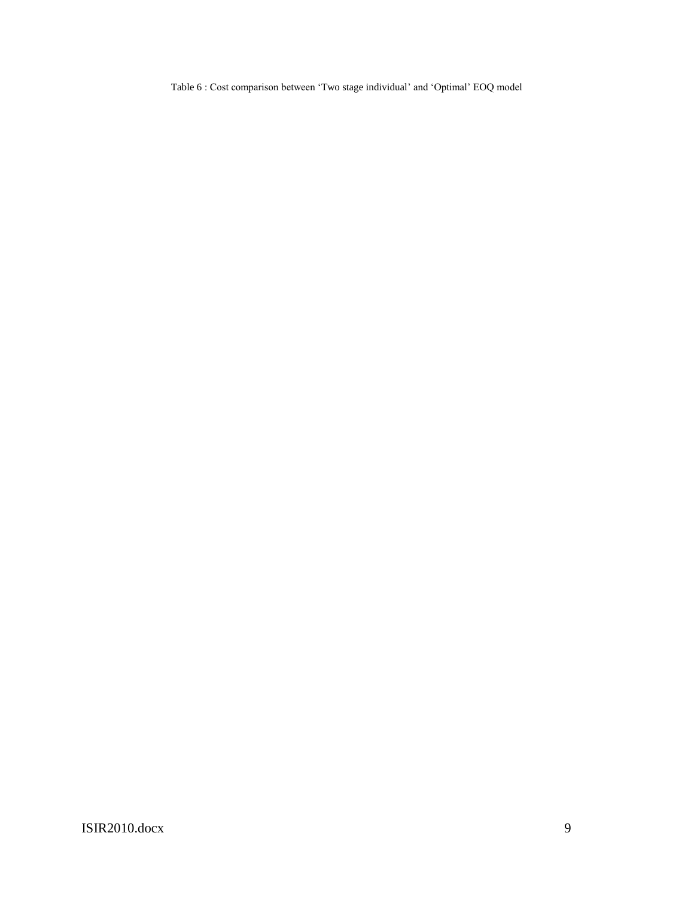Table 6 : Cost comparison between ‘Two stage individual’ and ‘Optimal’ EOQ model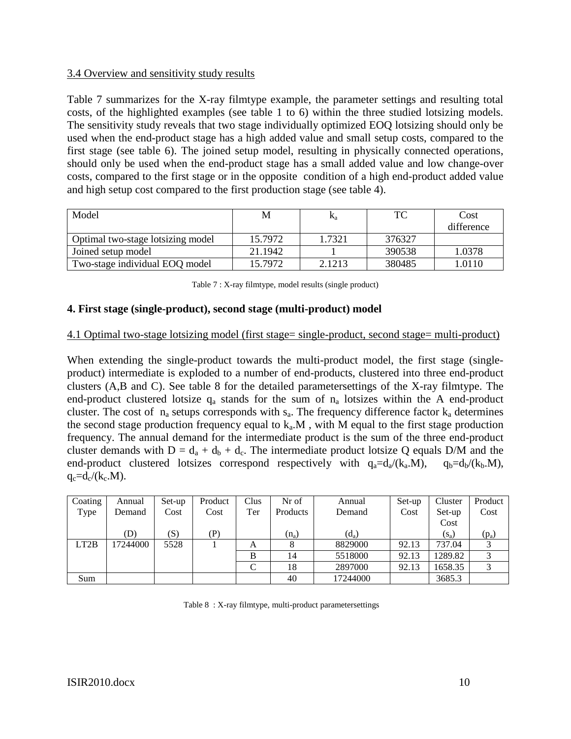3.4 Overview and sensitivity study results

Table 7 summarizes for the X-ray filmtype example, the parameter settings and resulting total costs, of the highlighted examples (see table 1 to 6) within the three studied lotsizing models. The sensitivity study reveals that two stage individually optimized EOQ lotsizing should only be used when the end-product stage has a high added value and small setup costs, compared to the first stage (see table 6). The joined setup model, resulting in physically connected operations, should only be used when the end-product stage has a small added value and low change-over costs, compared to the first stage or in the opposite condition of a high end-product added value and high setup cost compared to the first production stage (see table 4).

| Model | M | $k_a$ | TC | Cost difference |
|---|---|---|---|---|
| Optimal two-stage lotsizing model | 15.7972 | 1.7321 | 376327 | |
| Joined setup model | 21.1942 | 1 | 390538 | 1.0378 |
| Two-stage individual EOQ model | 15.7972 | 2.1213 | 380485 | 1.0110 |

Table 7 : X-ray filmtype, model results (single product)

## 4. First stage (single-product), second stage (multi-product) model

4.1 Optimal two-stage lotsizing model (first stage= single-product, second stage= multi-product)

When extending the single-product towards the multi-product model, the first stage (single-product) intermediate is exploded to a number of end-products, clustered into three end-product clusters (A,B and C). See table 8 for the detailed parametersettings of the X-ray filmtype. The end-product clustered lotsize $q_a$ stands for the sum of $n_a$ lotsizes within the A end-product cluster. The cost of $n_a$ setups corresponds with $s_a$. The frequency difference factor $k_a$ determines the second stage production frequency equal to $k_a.M$ , with M equal to the first stage production frequency. The annual demand for the intermediate product is the sum of the three end-product cluster demands with $D = d_a + d_b + d_c$. The intermediate product lotsize Q equals D/M and the end-product clustered lotsizes correspond respectively with $q_a=d_a/(k_a.M)$, $q_b=d_b/(k_b.M)$, $q_c=d_c/(k_c.M)$.

| Coating Type | Annual Demand (D) | Set-up Cost (S) | Product Cost (P) | Clus Ter | Nr of Products ($n_a$) | Annual Demand ($d_a$) | Set-up Cost | Cluster Set-up Cost ($s_a$) | Product Cost ($p_a$) |
|---|---|---|---|---|---|---|---|---|---|
| LT2B | 17244000 | 5528 | 1 | A | 8 | 8829000 | 92.13 | 737.04 | 3 |
| | | | | B | 14 | 5518000 | 92.13 | 1289.82 | 3 |
| | | | | C | 18 | 2897000 | 92.13 | 1658.35 | 3 |
| Sum | | | | | 40 | 17244000 | | 3685.3 | |

Table 8 : X-ray filmtype, multi-product parametersettings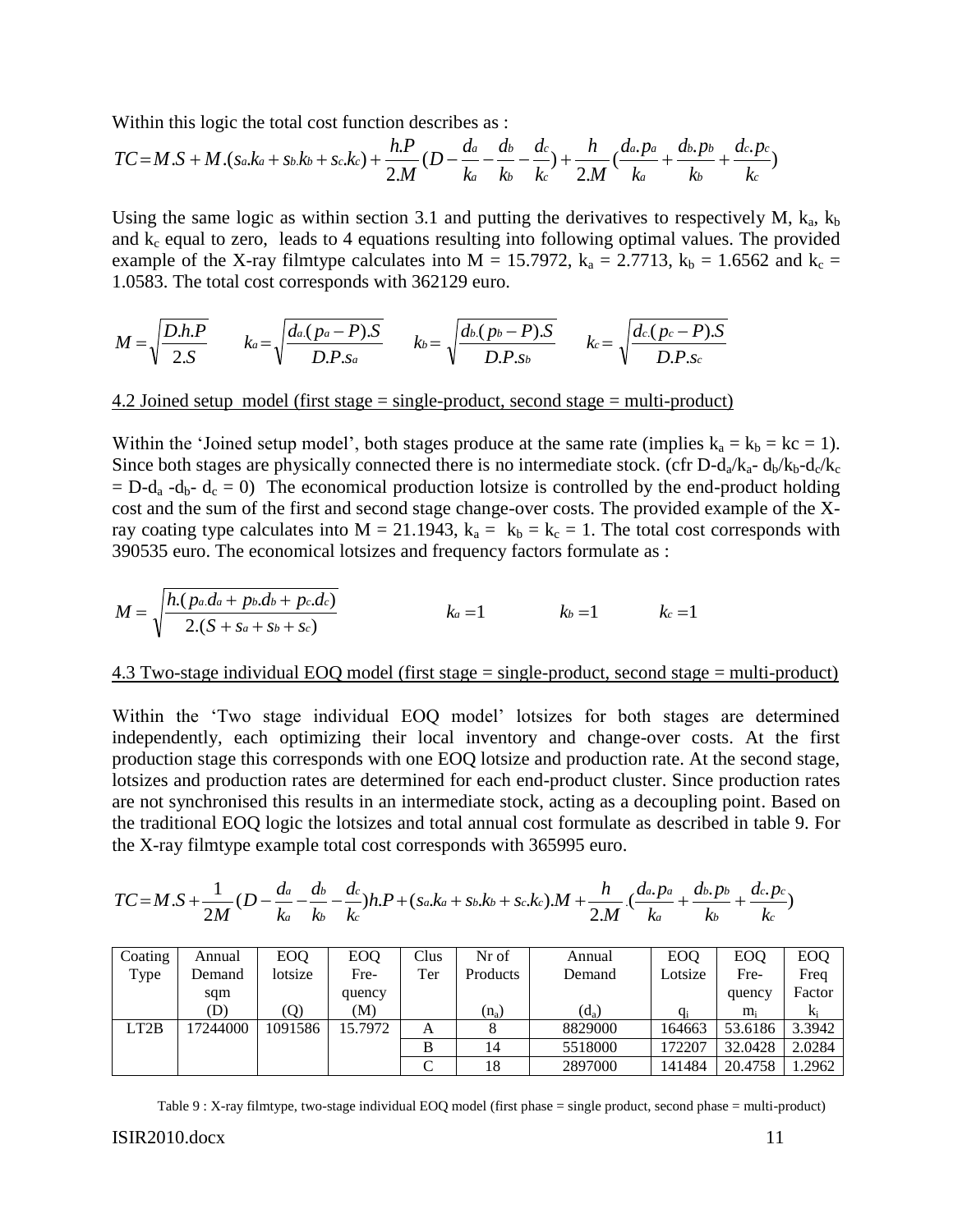Within this logic the total cost function describes as :

$$TC = M.S + M.(s_a.k_a + s_b.k_b + s_c.k_c) + \frac{h.P}{2.M}(D - \frac{d_a}{k_a} - \frac{d_b}{k_b} - \frac{d_c}{k_c}) + \frac{h}{2.M}(\frac{d_a.p_a}{k_a} + \frac{d_b.p_b}{k_b} + \frac{d_c.p_c}{k_c})$$

Using the same logic as within section 3.1 and putting the derivatives to respectively M, $k_a$, $k_b$ and $k_c$ equal to zero, leads to 4 equations resulting into following optimal values. The provided example of the X-ray filmtype calculates into M = 15.7972, $k_a$ = 2.7713, $k_b$ = 1.6562 and $k_c$ = 1.0583. The total cost corresponds with 362129 euro.

$$M = \sqrt{\frac{D.h.P}{2.S}} \qquad k_a = \sqrt{\frac{d_a.(p_a - P).S}{D.P.s_a}} \qquad k_b = \sqrt{\frac{d_b.(p_b - P).S}{D.P.s_b}} \qquad k_c = \sqrt{\frac{d_c.(p_c - P).S}{D.P.s_c}}$$

4.2 Joined setup model (first stage = single-product, second stage = multi-product)

Within the 'Joined setup model', both stages produce at the same rate (implies $k_a = k_b = kc = 1$). Since both stages are physically connected there is no intermediate stock. (cfr $D\text{-}d_a/k_a\text{-}\ d_b/k_b\text{-}d_c/k_c = D\text{-}d_a\ \text{-}d_b\text{-}\ d_c = 0$) The economical production lotsize is controlled by the end-product holding cost and the sum of the first and second stage change-over costs. The provided example of the X-ray coating type calculates into M = 21.1943, $k_a = k_b = k_c = 1$. The total cost corresponds with 390535 euro. The economical lotsizes and frequency factors formulate as :

$$M = \sqrt{\frac{h.(p_a.d_a + p_b.d_b + p_c.d_c)}{2.(S + s_a + s_b + s_c)}} \qquad k_a = 1 \qquad k_b = 1 \qquad k_c = 1$$

4.3 Two-stage individual EOQ model (first stage = single-product, second stage = multi-product)

Within the 'Two stage individual EOQ model' lotsizes for both stages are determined independently, each optimizing their local inventory and change-over costs. At the first production stage this corresponds with one EOQ lotsize and production rate. At the second stage, lotsizes and production rates are determined for each end-product cluster. Since production rates are not synchronised this results in an intermediate stock, acting as a decoupling point. Based on the traditional EOQ logic the lotsizes and total annual cost formulate as described in table 9. For the X-ray filmtype example total cost corresponds with 365995 euro.

$$TC = M.S + \frac{1}{2M}(D - \frac{d_a}{k_a} - \frac{d_b}{k_b} - \frac{d_c}{k_c})h.P + (s_a.k_a + s_b.k_b + s_c.k_c).M + \frac{h}{2.M}.(\frac{d_a.p_a}{k_a} + \frac{d_b.p_b}{k_b} + \frac{d_c.p_c}{k_c})$$

| Coating Type | Annual Demand sqm (D) | EOQ lotsize (Q) | EOQ Fre-quency (M) | Clus Ter | Nr of Products ($n_a$) | Annual Demand ($d_a$) | EOQ Lotsize $q_i$ | EOQ Fre-quency $m_i$ | EOQ Freq Factor $k_i$ |
|---|---|---|---|---|---|---|---|---|---|
| LT2B | 17244000 | 1091586 | 15.7972 | A | 8 | 8829000 | 164663 | 53.6186 | 3.3942 |
| | | | | B | 14 | 5518000 | 172207 | 32.0428 | 2.0284 |
| | | | | C | 18 | 2897000 | 141484 | 20.4758 | 1.2962 |

Table 9 : X-ray filmtype, two-stage individual EOQ model (first phase = single product, second phase = multi-product)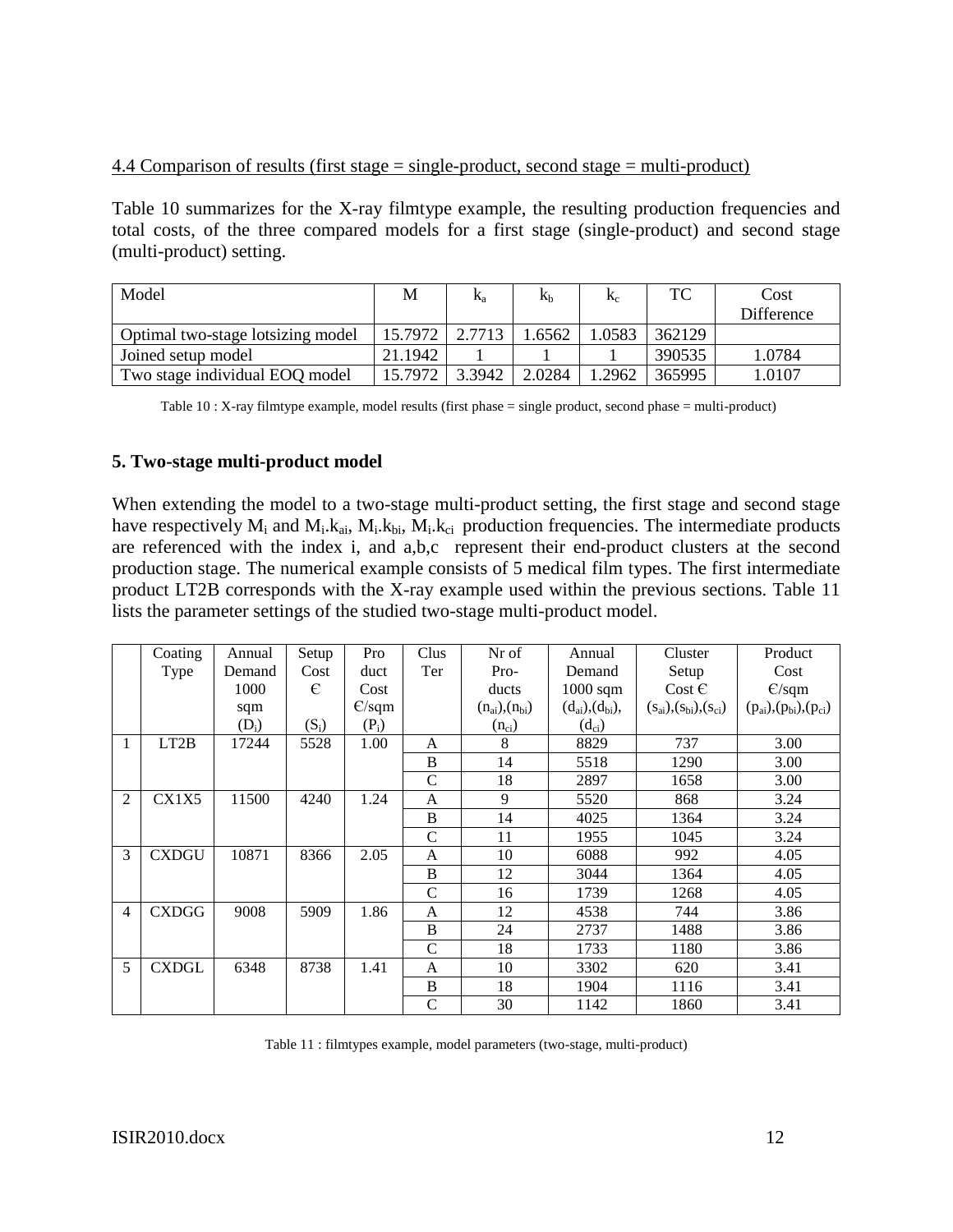4.4 Comparison of results (first stage = single-product, second stage = multi-product)

Table 10 summarizes for the X-ray filmtype example, the resulting production frequencies and total costs, of the three compared models for a first stage (single-product) and second stage (multi-product) setting.

| Model | M | $k_a$ | $k_b$ | $k_c$ | TC | Cost Difference |
|---|---|---|---|---|---|---|
| Optimal two-stage lotsizing model | 15.7972 | 2.7713 | 1.6562 | 1.0583 | 362129 | |
| Joined setup model | 21.1942 | 1 | 1 | 1 | 390535 | 1.0784 |
| Two stage individual EOQ model | 15.7972 | 3.3942 | 2.0284 | 1.2962 | 365995 | 1.0107 |

Table 10 : X-ray filmtype example, model results (first phase = single product, second phase = multi-product)

## 5. Two-stage multi-product model

When extending the model to a two-stage multi-product setting, the first stage and second stage have respectively $M_i$ and $M_i.k_{ai}$, $M_i.k_{bi}$, $M_i.k_{ci}$ production frequencies. The intermediate products are referenced with the index i, and a,b,c represent their end-product clusters at the second production stage. The numerical example consists of 5 medical film types. The first intermediate product LT2B corresponds with the X-ray example used within the previous sections. Table 11 lists the parameter settings of the studied two-stage multi-product model.

| | Coating Type | Annual Demand 1000 sqm ($D_i$) | Setup Cost € ($S_i$) | Product Cost €/sqm ($P_i$) | Cluster | Nr of Products ($n_{ai}$),($n_{bi}$) ($n_{ci}$) | Annual Demand 1000 sqm ($d_{ai}$),($d_{bi}$), ($d_{ci}$) | Cluster Setup Cost € ($s_{ai}$),($s_{bi}$),($s_{ci}$) | Product Cost €/sqm ($p_{ai}$),($p_{bi}$),($p_{ci}$) |
|---|---|---|---|---|---|---|---|---|---|
| 1 | LT2B | 17244 | 5528 | 1.00 | A | 8 | 8829 | 737 | 3.00 |
| | | | | | B | 14 | 5518 | 1290 | 3.00 |
| | | | | | C | 18 | 2897 | 1658 | 3.00 |
| 2 | CX1X5 | 11500 | 4240 | 1.24 | A | 9 | 5520 | 868 | 3.24 |
| | | | | | B | 14 | 4025 | 1364 | 3.24 |
| | | | | | C | 11 | 1955 | 1045 | 3.24 |
| 3 | CXDGU | 10871 | 8366 | 2.05 | A | 10 | 6088 | 992 | 4.05 |
| | | | | | B | 12 | 3044 | 1364 | 4.05 |
| | | | | | C | 16 | 1739 | 1268 | 4.05 |
| 4 | CXDGG | 9008 | 5909 | 1.86 | A | 12 | 4538 | 744 | 3.86 |
| | | | | | B | 24 | 2737 | 1488 | 3.86 |
| | | | | | C | 18 | 1733 | 1180 | 3.86 |
| 5 | CXDGL | 6348 | 8738 | 1.41 | A | 10 | 3302 | 620 | 3.41 |
| | | | | | B | 18 | 1904 | 1116 | 3.41 |
| | | | | | C | 30 | 1142 | 1860 | 3.41 |

Table 11 : filmtypes example, model parameters (two-stage, multi-product)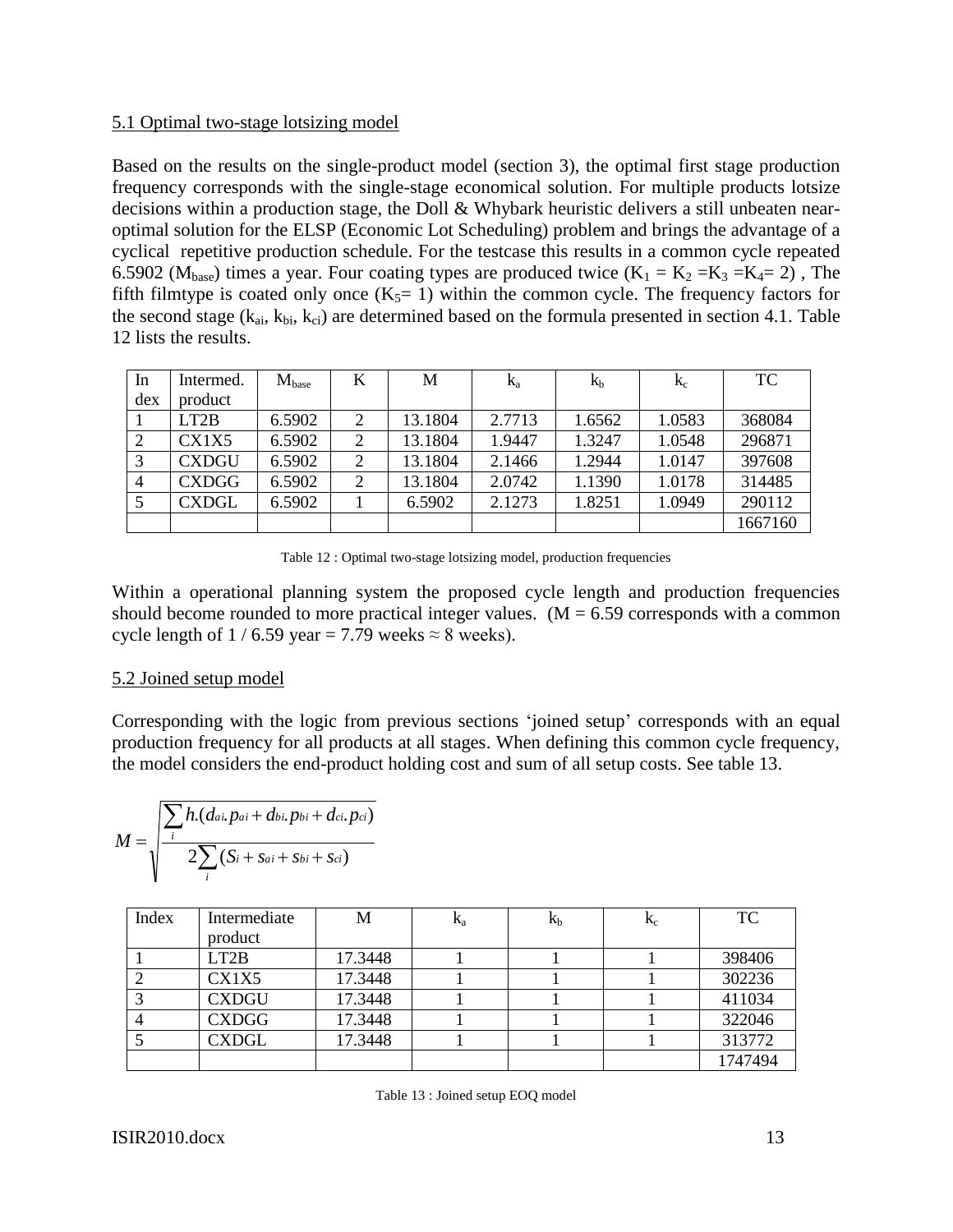### 5.1 Optimal two-stage lotsizing model

Based on the results on the single-product model (section 3), the optimal first stage production frequency corresponds with the single-stage economical solution. For multiple products lotsize decisions within a production stage, the Doll & Whybark heuristic delivers a still unbeaten near-optimal solution for the ELSP (Economic Lot Scheduling) problem and brings the advantage of a cyclical repetitive production schedule. For the testcase this results in a common cycle repeated 6.5902 ($M_{base}$) times a year. Four coating types are produced twice ($K_1 = K_2 = K_3 = K_4 = 2$) , The fifth filmtype is coated only once ($K_5 = 1$) within the common cycle. The frequency factors for the second stage ($k_{ai}$, $k_{bi}$, $k_{ci}$) are determined based on the formula presented in section 4.1. Table 12 lists the results.

| Index | Intermed. product | $M_{base}$ | K | M | $k_a$ | $k_b$ | $k_c$ | TC |
|---|---|---|---|---|---|---|---|---|
| 1 | LT2B | 6.5902 | 2 | 13.1804 | 2.7713 | 1.6562 | 1.0583 | 368084 |
| 2 | CX1X5 | 6.5902 | 2 | 13.1804 | 1.9447 | 1.3247 | 1.0548 | 296871 |
| 3 | CXDGU | 6.5902 | 2 | 13.1804 | 2.1466 | 1.2944 | 1.0147 | 397608 |
| 4 | CXDGG | 6.5902 | 2 | 13.1804 | 2.0742 | 1.1390 | 1.0178 | 314485 |
| 5 | CXDGL | 6.5902 | 1 | 6.5902 | 2.1273 | 1.8251 | 1.0949 | 290112 |
| | | | | | | | | 1667160 |

Table 12 : Optimal two-stage lotsizing model, production frequencies

Within a operational planning system the proposed cycle length and production frequencies should become rounded to more practical integer values. ($M = 6.59$ corresponds with a common cycle length of $1 / 6.59$ year = 7.79 weeks $\approx$ 8 weeks).

### 5.2 Joined setup model

Corresponding with the logic from previous sections 'joined setup' corresponds with an equal production frequency for all products at all stages. When defining this common cycle frequency, the model considers the end-product holding cost and sum of all setup costs. See table 13.

$$M = \sqrt{\frac{\sum_i h.(d_{ai}.p_{ai} + d_{bi}.p_{bi} + d_{ci}.p_{ci})}{2\sum_i (S_i + s_{ai} + s_{bi} + s_{ci})}}$$

| Index | Intermediate product | M | $k_a$ | $k_b$ | $k_c$ | TC |
|---|---|---|---|---|---|---|
| 1 | LT2B | 17.3448 | 1 | 1 | 1 | 398406 |
| 2 | CX1X5 | 17.3448 | 1 | 1 | 1 | 302236 |
| 3 | CXDGU | 17.3448 | 1 | 1 | 1 | 411034 |
| 4 | CXDGG | 17.3448 | 1 | 1 | 1 | 322046 |
| 5 | CXDGL | 17.3448 | 1 | 1 | 1 | 313772 |
| | | | | | | 1747494 |

Table 13 : Joined setup EOQ model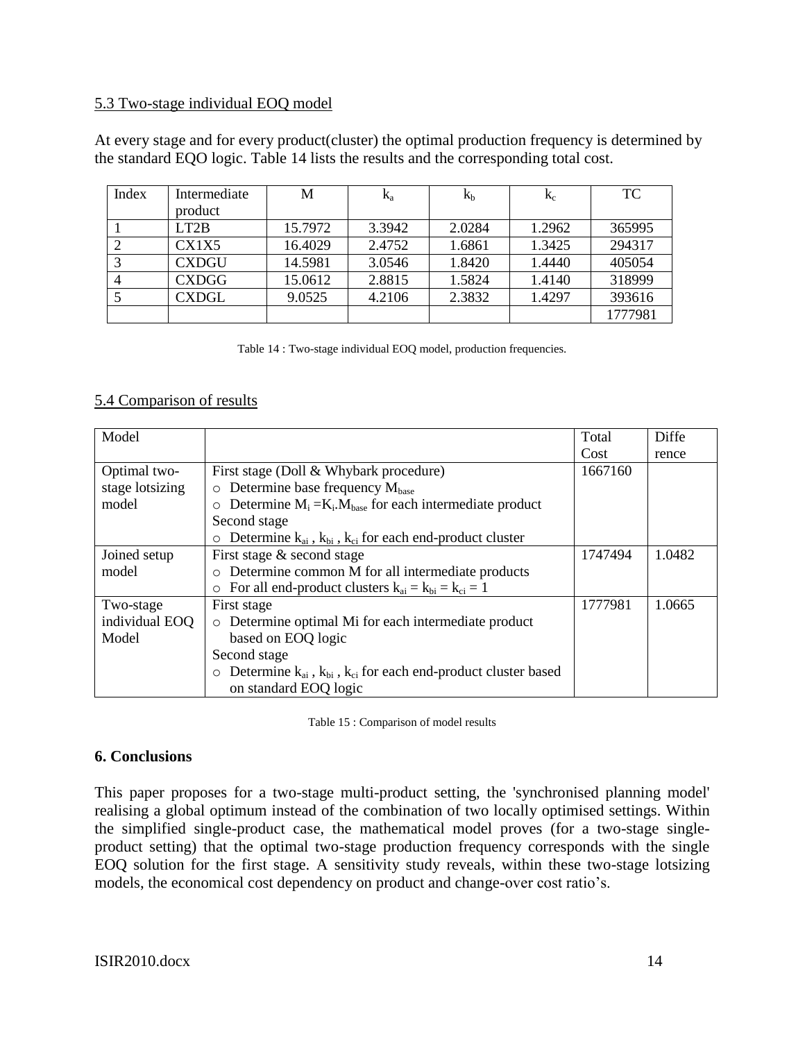## 5.3 Two-stage individual EOQ model

At every stage and for every product(cluster) the optimal production frequency is determined by the standard EQO logic. Table 14 lists the results and the corresponding total cost.

| Index | Intermediate product | M | $k_a$ | $k_b$ | $k_c$ | TC |
|---|---|---|---|---|---|---|
| 1 | LT2B | 15.7972 | 3.3942 | 2.0284 | 1.2962 | 365995 |
| 2 | CX1X5 | 16.4029 | 2.4752 | 1.6861 | 1.3425 | 294317 |
| 3 | CXDGU | 14.5981 | 3.0546 | 1.8420 | 1.4440 | 405054 |
| 4 | CXDGG | 15.0612 | 2.8815 | 1.5824 | 1.4140 | 318999 |
| 5 | CXDGL | 9.0525 | 4.2106 | 2.3832 | 1.4297 | 393616 |
| | | | | | | 1777981 |

Table 14 : Two-stage individual EOQ model, production frequencies.

## 5.4 Comparison of results

| Model | | Total Cost | Difference |
|---|---|---|---|
| Optimal two-stage lotsizing model | First stage (Doll & Whybark procedure)<br>○ Determine base frequency $M_{base}$<br>○ Determine $M_i = K_i.M_{base}$ for each intermediate product<br>Second stage<br>○ Determine $k_{ai}$ , $k_{bi}$ , $k_{ci}$ for each end-product cluster | 1667160 | |
| Joined setup model | First stage & second stage<br>○ Determine common M for all intermediate products<br>○ For all end-product clusters $k_{ai} = k_{bi} = k_{ci} = 1$ | 1747494 | 1.0482 |
| Two-stage individual EOQ Model | First stage<br>○ Determine optimal Mi for each intermediate product based on EOQ logic<br>Second stage<br>○ Determine $k_{ai}$ , $k_{bi}$ , $k_{ci}$ for each end-product cluster based on standard EOQ logic | 1777981 | 1.0665 |

Table 15 : Comparison of model results

### 6. Conclusions

This paper proposes for a two-stage multi-product setting, the 'synchronised planning model' realising a global optimum instead of the combination of two locally optimised settings. Within the simplified single-product case, the mathematical model proves (for a two-stage single-product setting) that the optimal two-stage production frequency corresponds with the single EOQ solution for the first stage. A sensitivity study reveals, within these two-stage lotsizing models, the economical cost dependency on product and change-over cost ratio's.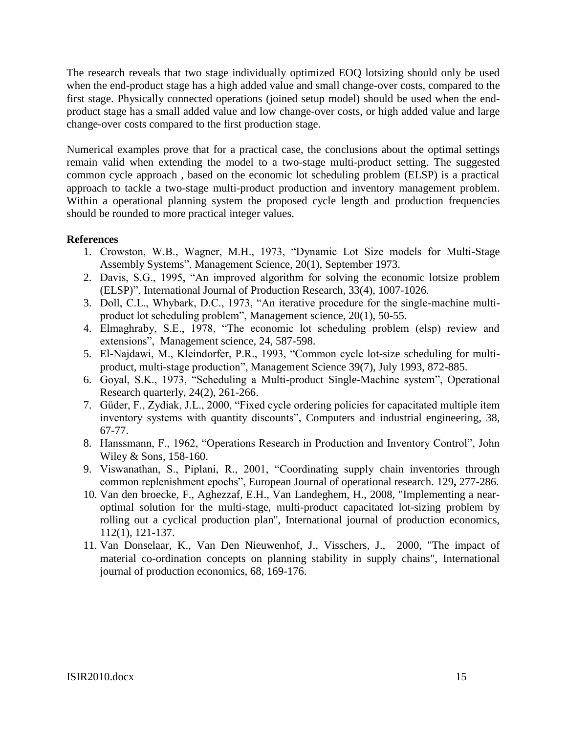The research reveals that two stage individually optimized EOQ lotsizing should only be used when the end-product stage has a high added value and small change-over costs, compared to the first stage. Physically connected operations (joined setup model) should be used when the end-product stage has a small added value and low change-over costs, or high added value and large change-over costs compared to the first production stage.

Numerical examples prove that for a practical case, the conclusions about the optimal settings remain valid when extending the model to a two-stage multi-product setting. The suggested common cycle approach , based on the economic lot scheduling problem (ELSP) is a practical approach to tackle a two-stage multi-product production and inventory management problem. Within a operational planning system the proposed cycle length and production frequencies should be rounded to more practical integer values.

**References**

1. Crowston, W.B., Wagner, M.H., 1973, "Dynamic Lot Size models for Multi-Stage Assembly Systems", Management Science, 20(1), September 1973.
2. Davis, S.G., 1995, "An improved algorithm for solving the economic lotsize problem (ELSP)", International Journal of Production Research, 33(4), 1007-1026.
3. Doll, C.L., Whybark, D.C., 1973, "An iterative procedure for the single-machine multi-product lot scheduling problem", Management science, 20(1), 50-55.
4. Elmaghraby, S.E., 1978, "The economic lot scheduling problem (elsp) review and extensions", Management science, 24, 587-598.
5. El-Najdawi, M., Kleindorfer, P.R., 1993, "Common cycle lot-size scheduling for multi-product, multi-stage production", Management Science 39(7), July 1993, 872-885.
6. Goyal, S.K., 1973, "Scheduling a Multi-product Single-Machine system", Operational Research quarterly, 24(2), 261-266.
7. Güder, F., Zydiak, J.L., 2000, "Fixed cycle ordering policies for capacitated multiple item inventory systems with quantity discounts", Computers and industrial engineering, 38, 67-77.
8. Hanssmann, F., 1962, "Operations Research in Production and Inventory Control", John Wiley & Sons, 158-160.
9. Viswanathan, S., Piplani, R., 2001, "Coordinating supply chain inventories through common replenishment epochs", European Journal of operational research. 129**,** 277-286.
10. Van den broecke, F., Aghezzaf, E.H., Van Landeghem, H., 2008, "Implementing a near-optimal solution for the multi-stage, multi-product capacitated lot-sizing problem by rolling out a cyclical production plan", International journal of production economics, 112(1), 121-137.
11. Van Donselaar, K., Van Den Nieuwenhof, J., Visschers, J., 2000, "The impact of material co-ordination concepts on planning stability in supply chains", International journal of production economics, 68, 169-176.